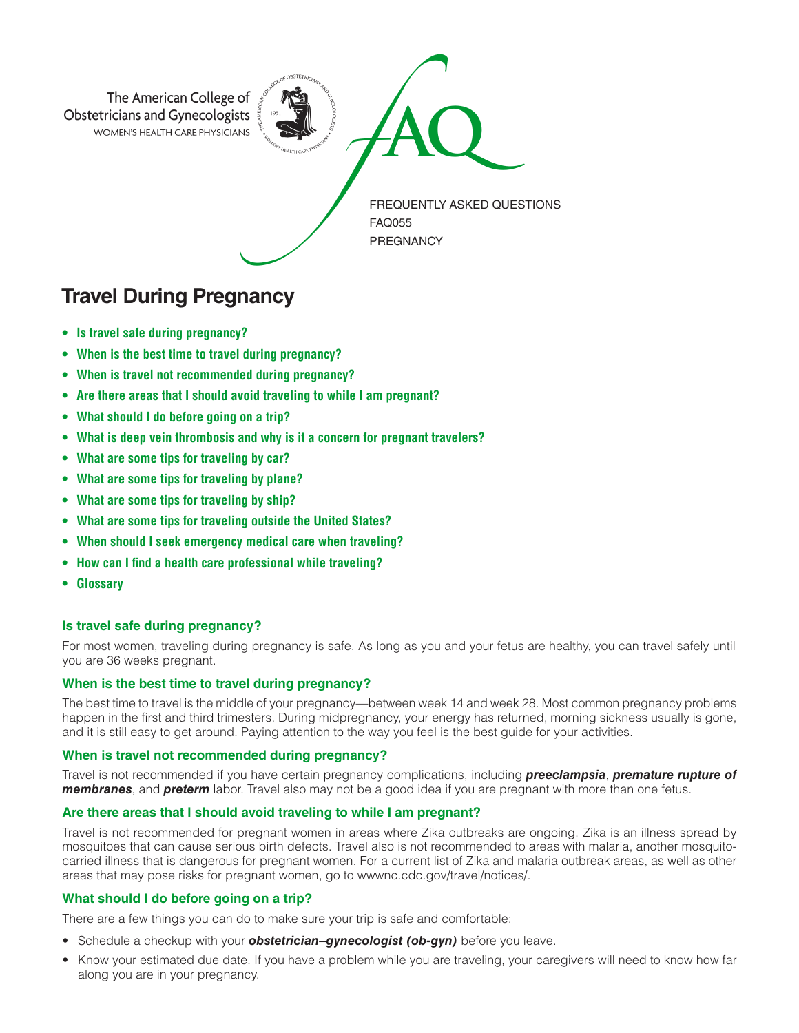The American College of Obstetricians and Gynecologists
WOMEN'S HEALTH CARE PHYSICIANS

FAQ

FREQUENTLY ASKED QUESTIONS
FAQ055
PREGNANCY

# Travel During Pregnancy

- **Is travel safe during pregnancy?**
- **When is the best time to travel during pregnancy?**
- **When is travel not recommended during pregnancy?**
- **Are there areas that I should avoid traveling to while I am pregnant?**
- **What should I do before going on a trip?**
- **What is deep vein thrombosis and why is it a concern for pregnant travelers?**
- **What are some tips for traveling by car?**
- **What are some tips for traveling by plane?**
- **What are some tips for traveling by ship?**
- **What are some tips for traveling outside the United States?**
- **When should I seek emergency medical care when traveling?**
- **How can I find a health care professional while traveling?**
- **Glossary**

### Is travel safe during pregnancy?

For most women, traveling during pregnancy is safe. As long as you and your fetus are healthy, you can travel safely until you are 36 weeks pregnant.

### When is the best time to travel during pregnancy?

The best time to travel is the middle of your pregnancy—between week 14 and week 28. Most common pregnancy problems happen in the first and third trimesters. During midpregnancy, your energy has returned, morning sickness usually is gone, and it is still easy to get around. Paying attention to the way you feel is the best guide for your activities.

### When is travel not recommended during pregnancy?

Travel is not recommended if you have certain pregnancy complications, including ***preeclampsia***, ***premature rupture of membranes***, and ***preterm*** labor. Travel also may not be a good idea if you are pregnant with more than one fetus.

### Are there areas that I should avoid traveling to while I am pregnant?

Travel is not recommended for pregnant women in areas where Zika outbreaks are ongoing. Zika is an illness spread by mosquitoes that can cause serious birth defects. Travel also is not recommended to areas with malaria, another mosquito-carried illness that is dangerous for pregnant women. For a current list of Zika and malaria outbreak areas, as well as other areas that may pose risks for pregnant women, go to wwwnc.cdc.gov/travel/notices/.

### What should I do before going on a trip?

There are a few things you can do to make sure your trip is safe and comfortable:

- Schedule a checkup with your ***obstetrician–gynecologist (ob-gyn)*** before you leave.
- Know your estimated due date. If you have a problem while you are traveling, your caregivers will need to know how far along you are in your pregnancy.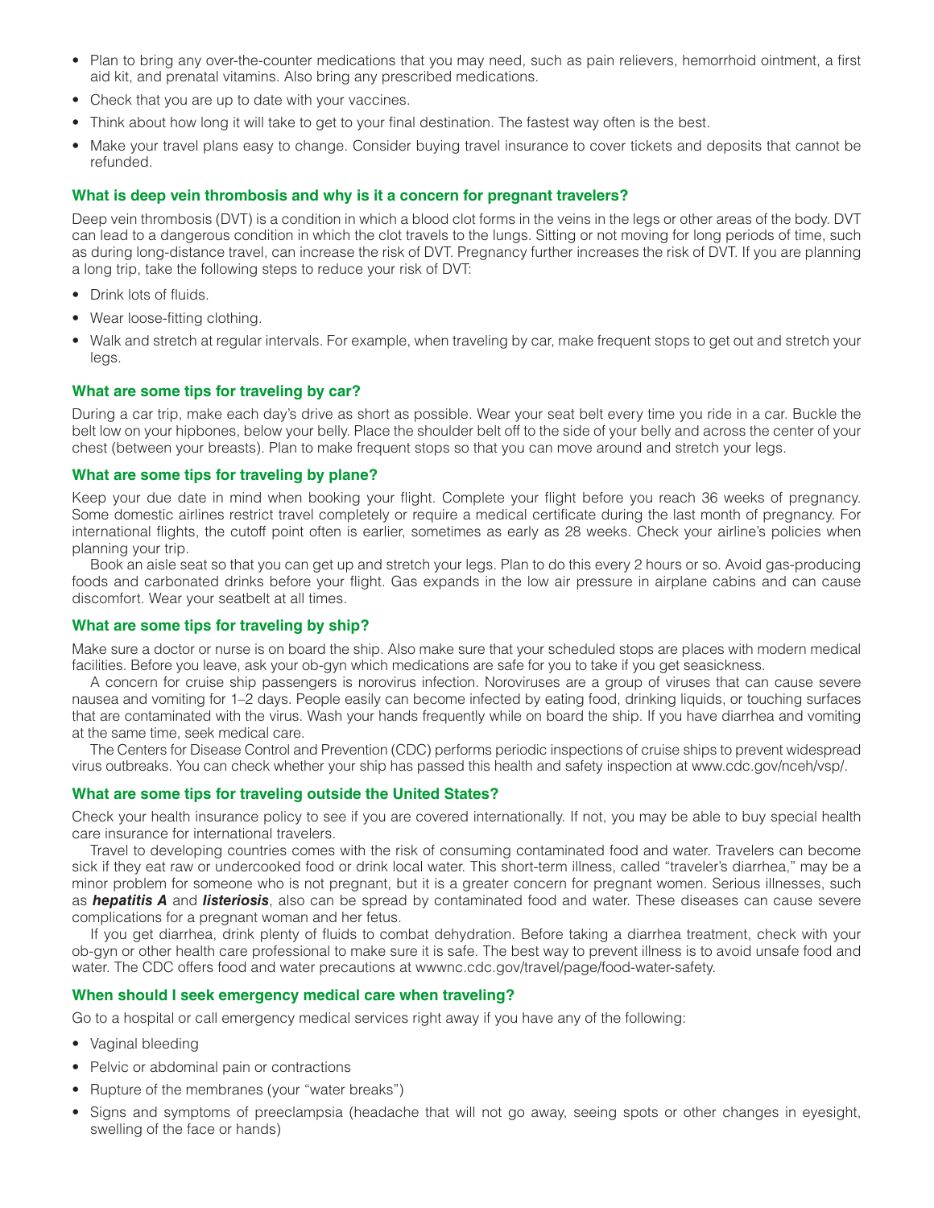- Plan to bring any over-the-counter medications that you may need, such as pain relievers, hemorrhoid ointment, a first aid kit, and prenatal vitamins. Also bring any prescribed medications.
- Check that you are up to date with your vaccines.
- Think about how long it will take to get to your final destination. The fastest way often is the best.
- Make your travel plans easy to change. Consider buying travel insurance to cover tickets and deposits that cannot be refunded.

### What is deep vein thrombosis and why is it a concern for pregnant travelers?

Deep vein thrombosis (DVT) is a condition in which a blood clot forms in the veins in the legs or other areas of the body. DVT can lead to a dangerous condition in which the clot travels to the lungs. Sitting or not moving for long periods of time, such as during long-distance travel, can increase the risk of DVT. Pregnancy further increases the risk of DVT. If you are planning a long trip, take the following steps to reduce your risk of DVT:

- Drink lots of fluids.
- Wear loose-fitting clothing.
- Walk and stretch at regular intervals. For example, when traveling by car, make frequent stops to get out and stretch your legs.

### What are some tips for traveling by car?

During a car trip, make each day's drive as short as possible. Wear your seat belt every time you ride in a car. Buckle the belt low on your hipbones, below your belly. Place the shoulder belt off to the side of your belly and across the center of your chest (between your breasts). Plan to make frequent stops so that you can move around and stretch your legs.

### What are some tips for traveling by plane?

Keep your due date in mind when booking your flight. Complete your flight before you reach 36 weeks of pregnancy. Some domestic airlines restrict travel completely or require a medical certificate during the last month of pregnancy. For international flights, the cutoff point often is earlier, sometimes as early as 28 weeks. Check your airline's policies when planning your trip.

Book an aisle seat so that you can get up and stretch your legs. Plan to do this every 2 hours or so. Avoid gas-producing foods and carbonated drinks before your flight. Gas expands in the low air pressure in airplane cabins and can cause discomfort. Wear your seatbelt at all times.

### What are some tips for traveling by ship?

Make sure a doctor or nurse is on board the ship. Also make sure that your scheduled stops are places with modern medical facilities. Before you leave, ask your ob-gyn which medications are safe for you to take if you get seasickness.

A concern for cruise ship passengers is norovirus infection. Noroviruses are a group of viruses that can cause severe nausea and vomiting for 1–2 days. People easily can become infected by eating food, drinking liquids, or touching surfaces that are contaminated with the virus. Wash your hands frequently while on board the ship. If you have diarrhea and vomiting at the same time, seek medical care.

The Centers for Disease Control and Prevention (CDC) performs periodic inspections of cruise ships to prevent widespread virus outbreaks. You can check whether your ship has passed this health and safety inspection at www.cdc.gov/nceh/vsp/.

### What are some tips for traveling outside the United States?

Check your health insurance policy to see if you are covered internationally. If not, you may be able to buy special health care insurance for international travelers.

Travel to developing countries comes with the risk of consuming contaminated food and water. Travelers can become sick if they eat raw or undercooked food or drink local water. This short-term illness, called "traveler's diarrhea," may be a minor problem for someone who is not pregnant, but it is a greater concern for pregnant women. Serious illnesses, such as ***hepatitis A*** and ***listeriosis***, also can be spread by contaminated food and water. These diseases can cause severe complications for a pregnant woman and her fetus.

If you get diarrhea, drink plenty of fluids to combat dehydration. Before taking a diarrhea treatment, check with your ob-gyn or other health care professional to make sure it is safe. The best way to prevent illness is to avoid unsafe food and water. The CDC offers food and water precautions at wwwnc.cdc.gov/travel/page/food-water-safety.

### When should I seek emergency medical care when traveling?

Go to a hospital or call emergency medical services right away if you have any of the following:

- Vaginal bleeding
- Pelvic or abdominal pain or contractions
- Rupture of the membranes (your "water breaks")
- Signs and symptoms of preeclampsia (headache that will not go away, seeing spots or other changes in eyesight, swelling of the face or hands)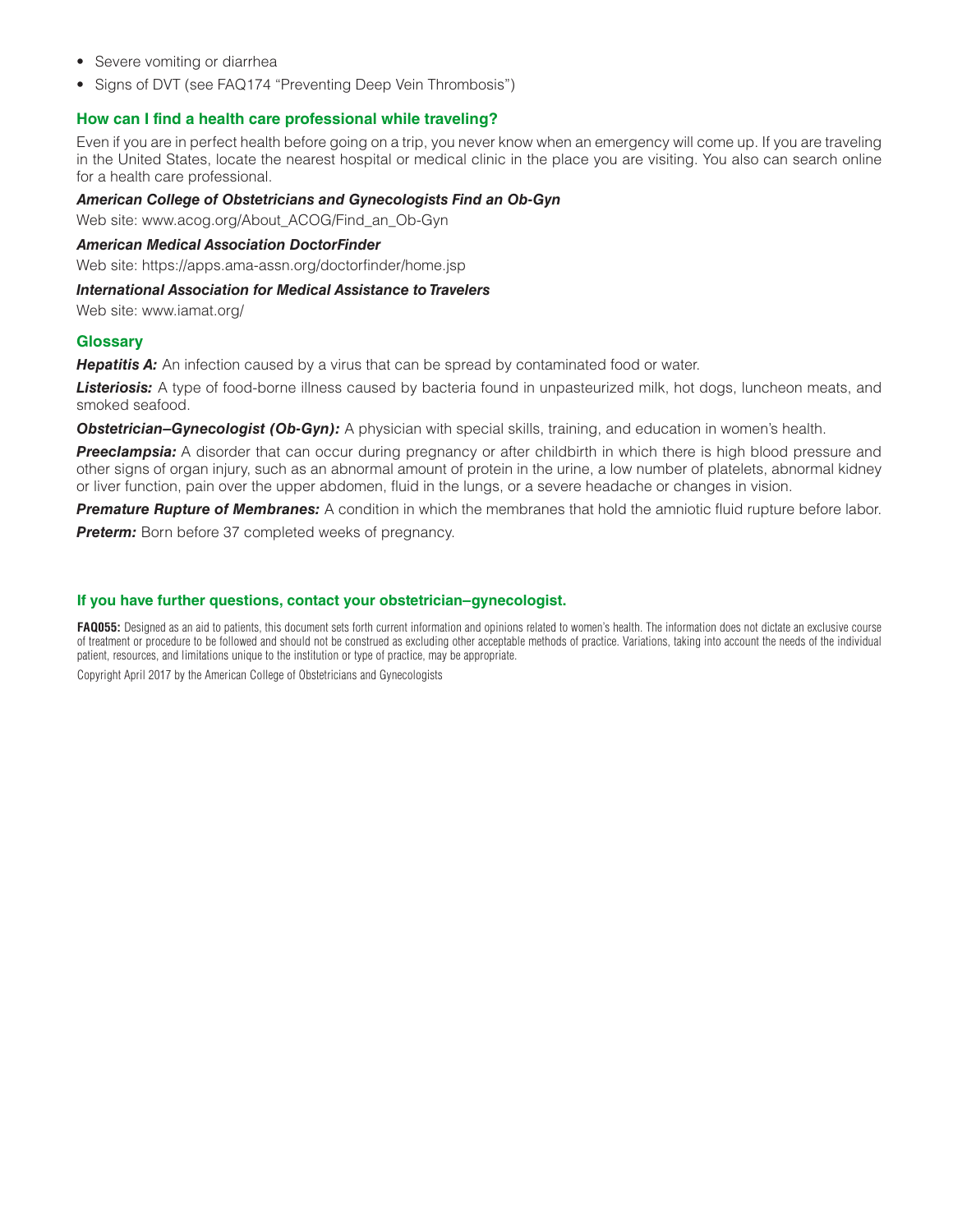- Severe vomiting or diarrhea
- Signs of DVT (see FAQ174 "Preventing Deep Vein Thrombosis")

## How can I find a health care professional while traveling?

Even if you are in perfect health before going on a trip, you never know when an emergency will come up. If you are traveling in the United States, locate the nearest hospital or medical clinic in the place you are visiting. You also can search online for a health care professional.

***American College of Obstetricians and Gynecologists Find an Ob-Gyn***

Web site: www.acog.org/About_ACOG/Find_an_Ob-Gyn

***American Medical Association DoctorFinder***

Web site: https://apps.ama-assn.org/doctorfinder/home.jsp

***International Association for Medical Assistance to Travelers***

Web site: www.iamat.org/

## Glossary

***Hepatitis A:*** An infection caused by a virus that can be spread by contaminated food or water.

***Listeriosis:*** A type of food-borne illness caused by bacteria found in unpasteurized milk, hot dogs, luncheon meats, and smoked seafood.

***Obstetrician–Gynecologist (Ob-Gyn):*** A physician with special skills, training, and education in women's health.

***Preeclampsia:*** A disorder that can occur during pregnancy or after childbirth in which there is high blood pressure and other signs of organ injury, such as an abnormal amount of protein in the urine, a low number of platelets, abnormal kidney or liver function, pain over the upper abdomen, fluid in the lungs, or a severe headache or changes in vision.

***Premature Rupture of Membranes:*** A condition in which the membranes that hold the amniotic fluid rupture before labor.

***Preterm:*** Born before 37 completed weeks of pregnancy.

**If you have further questions, contact your obstetrician–gynecologist.**

**FAQ055:** Designed as an aid to patients, this document sets forth current information and opinions related to women's health. The information does not dictate an exclusive course of treatment or procedure to be followed and should not be construed as excluding other acceptable methods of practice. Variations, taking into account the needs of the individual patient, resources, and limitations unique to the institution or type of practice, may be appropriate.

Copyright April 2017 by the American College of Obstetricians and Gynecologists